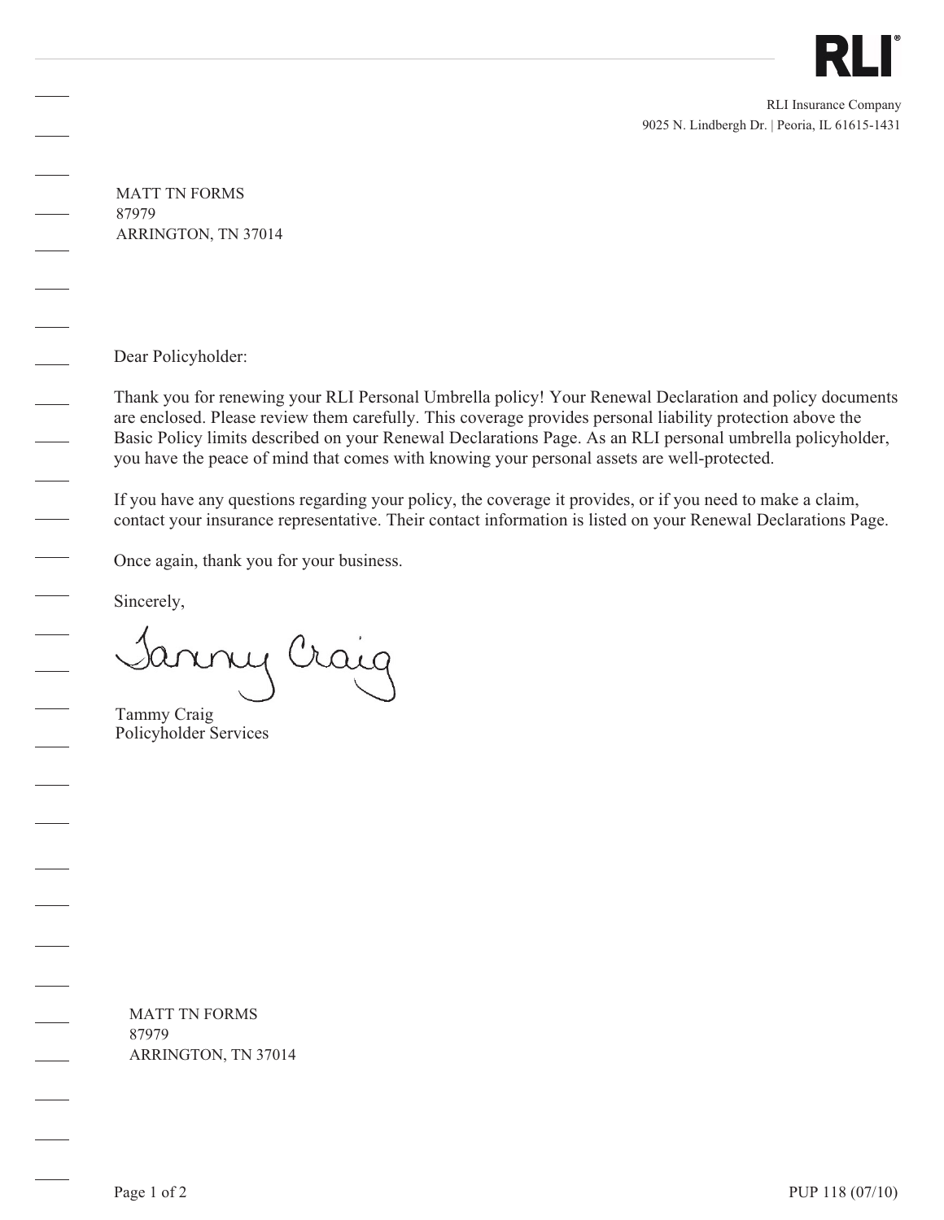RLI®

RLI Insurance Company
9025 N. Lindbergh Dr. | Peoria, IL 61615-1431

MATT TN FORMS
87979
ARRINGTON, TN 37014

Dear Policyholder:

Thank you for renewing your RLI Personal Umbrella policy! Your Renewal Declaration and policy documents are enclosed. Please review them carefully. This coverage provides personal liability protection above the Basic Policy limits described on your Renewal Declarations Page. As an RLI personal umbrella policyholder, you have the peace of mind that comes with knowing your personal assets are well-protected.

If you have any questions regarding your policy, the coverage it provides, or if you need to make a claim, contact your insurance representative. Their contact information is listed on your Renewal Declarations Page.

Once again, thank you for your business.

Sincerely,

Tammy Craig

Tammy Craig
Policyholder Services

MATT TN FORMS
87979
ARRINGTON, TN 37014

PUP 118 (07/10)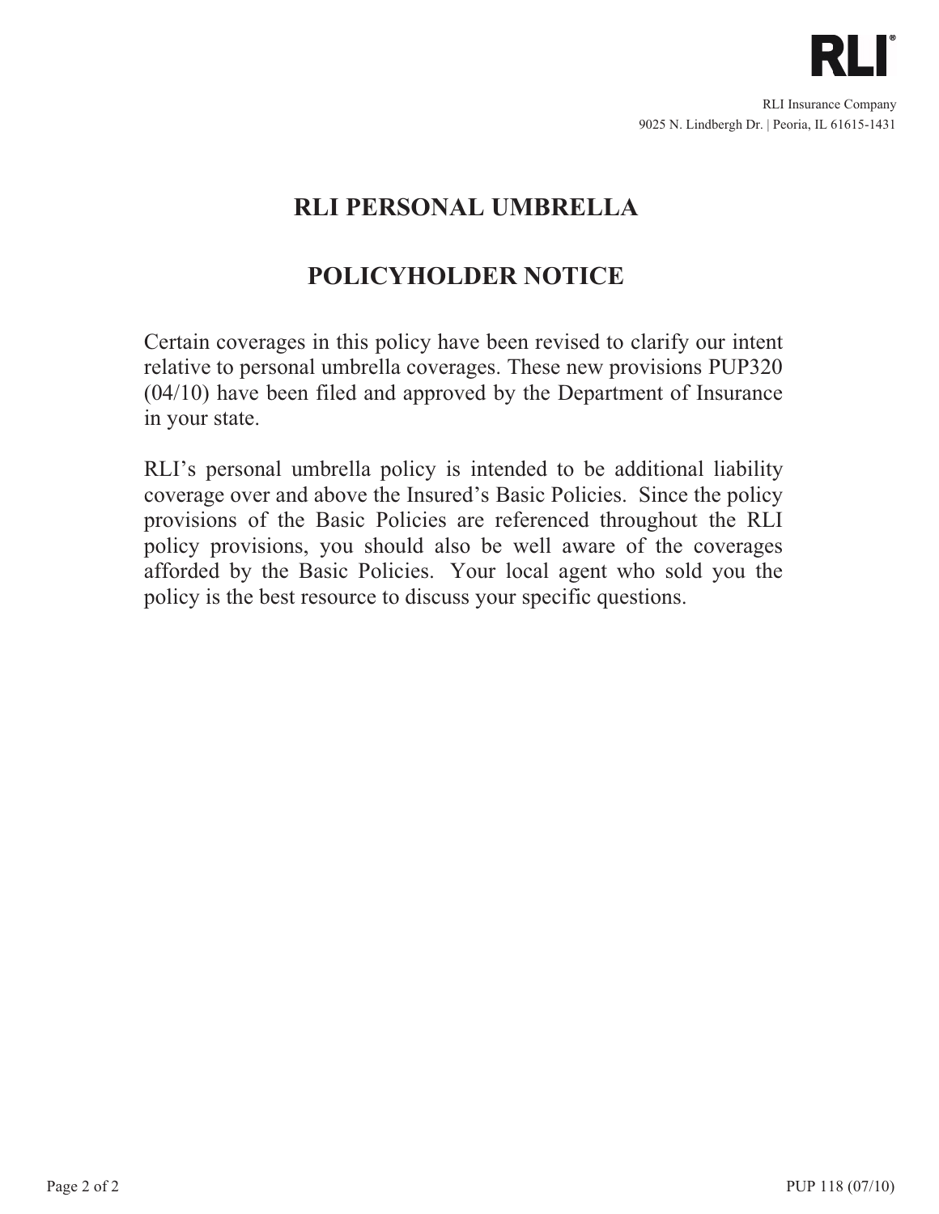RLI Insurance Company
9025 N. Lindbergh Dr. | Peoria, IL 61615-1431

# RLI PERSONAL UMBRELLA

# POLICYHOLDER NOTICE

Certain coverages in this policy have been revised to clarify our intent relative to personal umbrella coverages. These new provisions PUP320 (04/10) have been filed and approved by the Department of Insurance in your state.

RLI's personal umbrella policy is intended to be additional liability coverage over and above the Insured's Basic Policies. Since the policy provisions of the Basic Policies are referenced throughout the RLI policy provisions, you should also be well aware of the coverages afforded by the Basic Policies. Your local agent who sold you the policy is the best resource to discuss your specific questions.